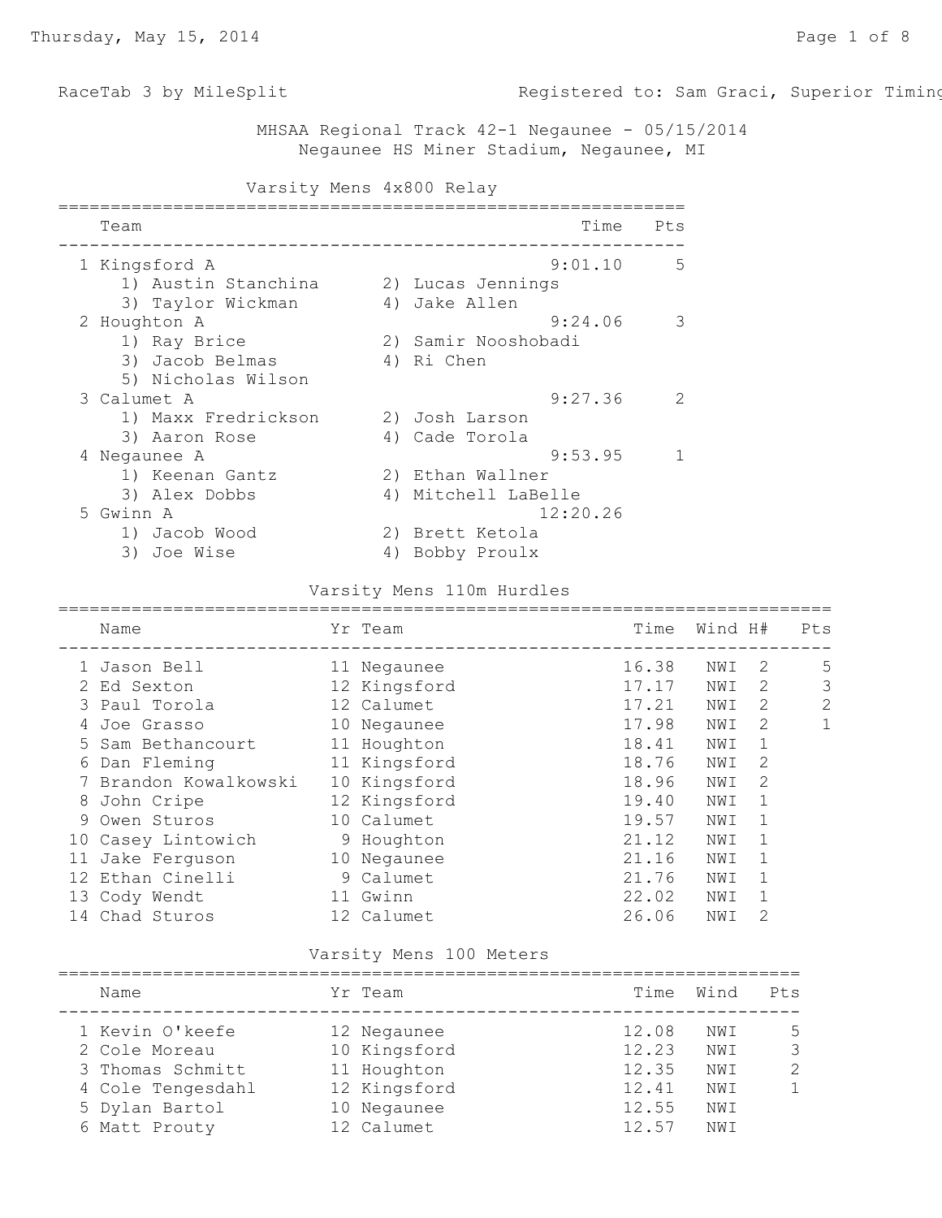RaceTab 3 by MileSplit — Registered to: Sam Graci, Superior Timing

# MHSAA Regional Track 42-1 Negaunee - 05/15/2014
Negaunee HS Miner Stadium, Negaunee, MI

## Varsity Mens 4x800 Relay

| | Team | Time | Pts |
|---|---|---|---|
| 1 | Kingsford A | 9:01.10 | 5 |
| | 1) Austin Stanchina, 2) Lucas Jennings, 3) Taylor Wickman, 4) Jake Allen | | |
| 2 | Houghton A | 9:24.06 | 3 |
| | 1) Ray Brice, 2) Samir Nooshobadi, 3) Jacob Belmas, 4) Ri Chen, 5) Nicholas Wilson | | |
| 3 | Calumet A | 9:27.36 | 2 |
| | 1) Maxx Fredrickson, 2) Josh Larson, 3) Aaron Rose, 4) Cade Torola | | |
| 4 | Negaunee A | 9:53.95 | 1 |
| | 1) Keenan Gantz, 2) Ethan Wallner, 3) Alex Dobbs, 4) Mitchell LaBelle | | |
| 5 | Gwinn A | 12:20.26 | |
| | 1) Jacob Wood, 2) Brett Ketola, 3) Joe Wise, 4) Bobby Proulx | | |

## Varsity Mens 110m Hurdles

| | Name | Yr | Team | Time | Wind | H# | Pts |
|---|---|---|---|---|---|---|---|
| 1 | Jason Bell | 11 | Negaunee | 16.38 | NWI | 2 | 5 |
| 2 | Ed Sexton | 12 | Kingsford | 17.17 | NWI | 2 | 3 |
| 3 | Paul Torola | 12 | Calumet | 17.21 | NWI | 2 | 2 |
| 4 | Joe Grasso | 10 | Negaunee | 17.98 | NWI | 2 | 1 |
| 5 | Sam Bethancourt | 11 | Houghton | 18.41 | NWI | 1 | |
| 6 | Dan Fleming | 11 | Kingsford | 18.76 | NWI | 2 | |
| 7 | Brandon Kowalkowski | 10 | Kingsford | 18.96 | NWI | 2 | |
| 8 | John Cripe | 12 | Kingsford | 19.40 | NWI | 1 | |
| 9 | Owen Sturos | 10 | Calumet | 19.57 | NWI | 1 | |
| 10 | Casey Lintowich | 9 | Houghton | 21.12 | NWI | 1 | |
| 11 | Jake Ferguson | 10 | Negaunee | 21.16 | NWI | 1 | |
| 12 | Ethan Cinelli | 9 | Calumet | 21.76 | NWI | 1 | |
| 13 | Cody Wendt | 11 | Gwinn | 22.02 | NWI | 1 | |
| 14 | Chad Sturos | 12 | Calumet | 26.06 | NWI | 2 | |

## Varsity Mens 100 Meters

| | Name | Yr | Team | Time | Wind | Pts |
|---|---|---|---|---|---|---|
| 1 | Kevin O'keefe | 12 | Negaunee | 12.08 | NWI | 5 |
| 2 | Cole Moreau | 10 | Kingsford | 12.23 | NWI | 3 |
| 3 | Thomas Schmitt | 11 | Houghton | 12.35 | NWI | 2 |
| 4 | Cole Tengesdahl | 12 | Kingsford | 12.41 | NWI | 1 |
| 5 | Dylan Bartol | 10 | Negaunee | 12.55 | NWI | |
| 6 | Matt Prouty | 12 | Calumet | 12.57 | NWI | |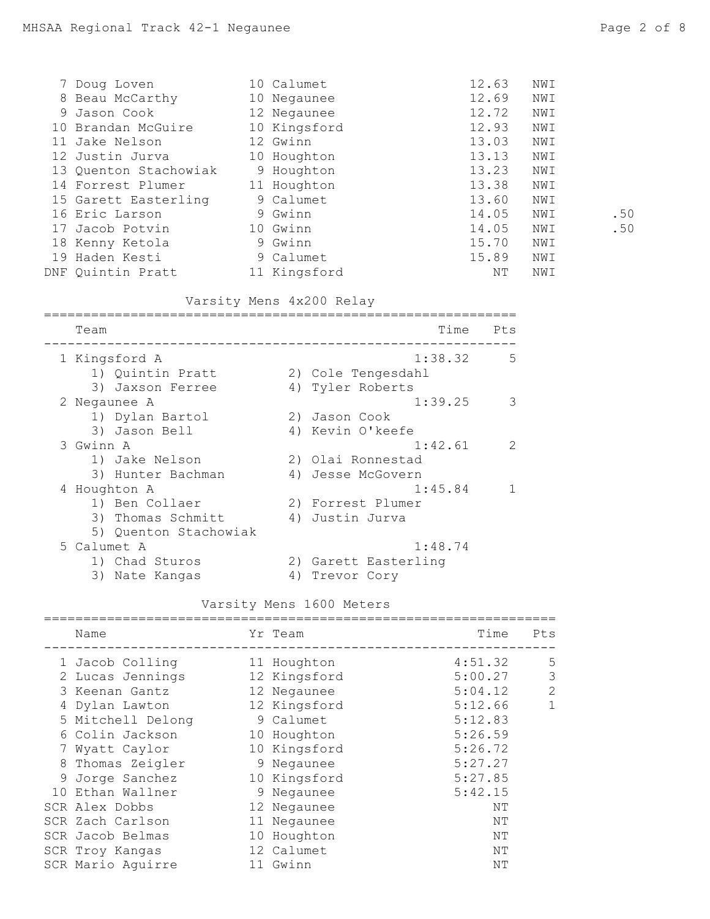| Place | Name | Yr | Team | Time | | Pts |
|---|---|---|---|---|---|---|
| 7 | Doug Loven | 10 | Calumet | 12.63 | NWI | |
| 8 | Beau McCarthy | 10 | Negaunee | 12.69 | NWI | |
| 9 | Jason Cook | 12 | Negaunee | 12.72 | NWI | |
| 10 | Brandan McGuire | 10 | Kingsford | 12.93 | NWI | |
| 11 | Jake Nelson | 12 | Gwinn | 13.03 | NWI | |
| 12 | Justin Jurva | 10 | Houghton | 13.13 | NWI | |
| 13 | Quenton Stachowiak | 9 | Houghton | 13.23 | NWI | |
| 14 | Forrest Plumer | 11 | Houghton | 13.38 | NWI | |
| 15 | Garett Easterling | 9 | Calumet | 13.60 | NWI | |
| 16 | Eric Larson | 9 | Gwinn | 14.05 | NWI | .50 |
| 17 | Jacob Potvin | 10 | Gwinn | 14.05 | NWI | .50 |
| 18 | Kenny Ketola | 9 | Gwinn | 15.70 | NWI | |
| 19 | Haden Kesti | 9 | Calumet | 15.89 | NWI | |
| DNF | Quintin Pratt | 11 | Kingsford | NT | NWI | |

## Varsity Mens 4x200 Relay

| Place | Team | Time | Pts |
|---|---|---|---|
| 1 | Kingsford A | 1:38.32 | 5 |
| | 1) Quintin Pratt 2) Cole Tengesdahl 3) Jaxson Ferree 4) Tyler Roberts | | |
| 2 | Negaunee A | 1:39.25 | 3 |
| | 1) Dylan Bartol 2) Jason Cook 3) Jason Bell 4) Kevin O'keefe | | |
| 3 | Gwinn A | 1:42.61 | 2 |
| | 1) Jake Nelson 2) Olai Ronnestad 3) Hunter Bachman 4) Jesse McGovern | | |
| 4 | Houghton A | 1:45.84 | 1 |
| | 1) Ben Collaer 2) Forrest Plumer 3) Thomas Schmitt 4) Justin Jurva 5) Quenton Stachowiak | | |
| 5 | Calumet A | 1:48.74 | |
| | 1) Chad Sturos 2) Garett Easterling 3) Nate Kangas 4) Trevor Cory | | |

## Varsity Mens 1600 Meters

| Place | Name | Yr | Team | Time | Pts |
|---|---|---|---|---|---|
| 1 | Jacob Colling | 11 | Houghton | 4:51.32 | 5 |
| 2 | Lucas Jennings | 12 | Kingsford | 5:00.27 | 3 |
| 3 | Keenan Gantz | 12 | Negaunee | 5:04.12 | 2 |
| 4 | Dylan Lawton | 12 | Kingsford | 5:12.66 | 1 |
| 5 | Mitchell Delong | 9 | Calumet | 5:12.83 | |
| 6 | Colin Jackson | 10 | Houghton | 5:26.59 | |
| 7 | Wyatt Caylor | 10 | Kingsford | 5:26.72 | |
| 8 | Thomas Zeigler | 9 | Negaunee | 5:27.27 | |
| 9 | Jorge Sanchez | 10 | Kingsford | 5:27.85 | |
| 10 | Ethan Wallner | 9 | Negaunee | 5:42.15 | |
| SCR | Alex Dobbs | 12 | Negaunee | NT | |
| SCR | Zach Carlson | 11 | Negaunee | NT | |
| SCR | Jacob Belmas | 10 | Houghton | NT | |
| SCR | Troy Kangas | 12 | Calumet | NT | |
| SCR | Mario Aguirre | 11 | Gwinn | NT | |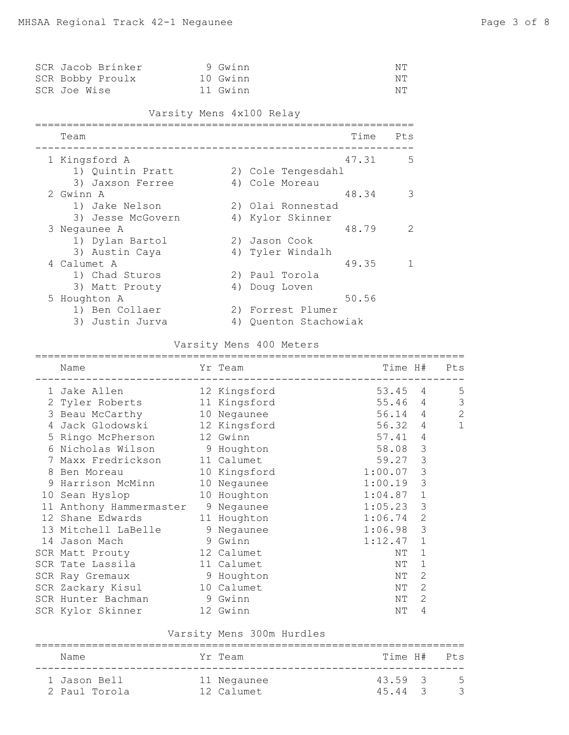| | Name | Yr | Team | Time |
|---|---|---|---|---|
| SCR | Jacob Brinker | 9 | Gwinn | NT |
| SCR | Bobby Proulx | 10 | Gwinn | NT |
| SCR | Joe Wise | 11 | Gwinn | NT |

## Varsity Mens 4x100 Relay

| | Team | Time | Pts |
|---|---|---|---|
| 1 | Kingsford A | 47.31 | 5 |
| | 1) Quintin Pratt, 2) Cole Tengesdahl, 3) Jaxson Ferree, 4) Cole Moreau | | |
| 2 | Gwinn A | 48.34 | 3 |
| | 1) Jake Nelson, 2) Olai Ronnestad, 3) Jesse McGovern, 4) Kylor Skinner | | |
| 3 | Negaunee A | 48.79 | 2 |
| | 1) Dylan Bartol, 2) Jason Cook, 3) Austin Caya, 4) Tyler Windalh | | |
| 4 | Calumet A | 49.35 | 1 |
| | 1) Chad Sturos, 2) Paul Torola, 3) Matt Prouty, 4) Doug Loven | | |
| 5 | Houghton A | 50.56 | |
| | 1) Ben Collaer, 2) Forrest Plumer, 3) Justin Jurva, 4) Quenton Stachowiak | | |

## Varsity Mens 400 Meters

| | Name | Yr | Team | Time | H# | Pts |
|---|---|---|---|---|---|---|
| 1 | Jake Allen | 12 | Kingsford | 53.45 | 4 | 5 |
| 2 | Tyler Roberts | 11 | Kingsford | 55.46 | 4 | 3 |
| 3 | Beau McCarthy | 10 | Negaunee | 56.14 | 4 | 2 |
| 4 | Jack Glodowski | 12 | Kingsford | 56.32 | 4 | 1 |
| 5 | Ringo McPherson | 12 | Gwinn | 57.41 | 4 | |
| 6 | Nicholas Wilson | 9 | Houghton | 58.08 | 3 | |
| 7 | Maxx Fredrickson | 11 | Calumet | 59.27 | 3 | |
| 8 | Ben Moreau | 10 | Kingsford | 1:00.07 | 3 | |
| 9 | Harrison McMinn | 10 | Negaunee | 1:00.19 | 3 | |
| 10 | Sean Hyslop | 10 | Houghton | 1:04.87 | 1 | |
| 11 | Anthony Hammermaster | 9 | Negaunee | 1:05.23 | 3 | |
| 12 | Shane Edwards | 11 | Houghton | 1:06.74 | 2 | |
| 13 | Mitchell LaBelle | 9 | Negaunee | 1:06.98 | 3 | |
| 14 | Jason Mach | 9 | Gwinn | 1:12.47 | 1 | |
| SCR | Matt Prouty | 12 | Calumet | NT | 1 | |
| SCR | Tate Lassila | 11 | Calumet | NT | 1 | |
| SCR | Ray Gremaux | 9 | Houghton | NT | 2 | |
| SCR | Zackary Kisul | 10 | Calumet | NT | 2 | |
| SCR | Hunter Bachman | 9 | Gwinn | NT | 2 | |
| SCR | Kylor Skinner | 12 | Gwinn | NT | 4 | |

## Varsity Mens 300m Hurdles

| | Name | Yr | Team | Time | H# | Pts |
|---|---|---|---|---|---|---|
| 1 | Jason Bell | 11 | Negaunee | 43.59 | 3 | 5 |
| 2 | Paul Torola | 12 | Calumet | 45.44 | 3 | 3 |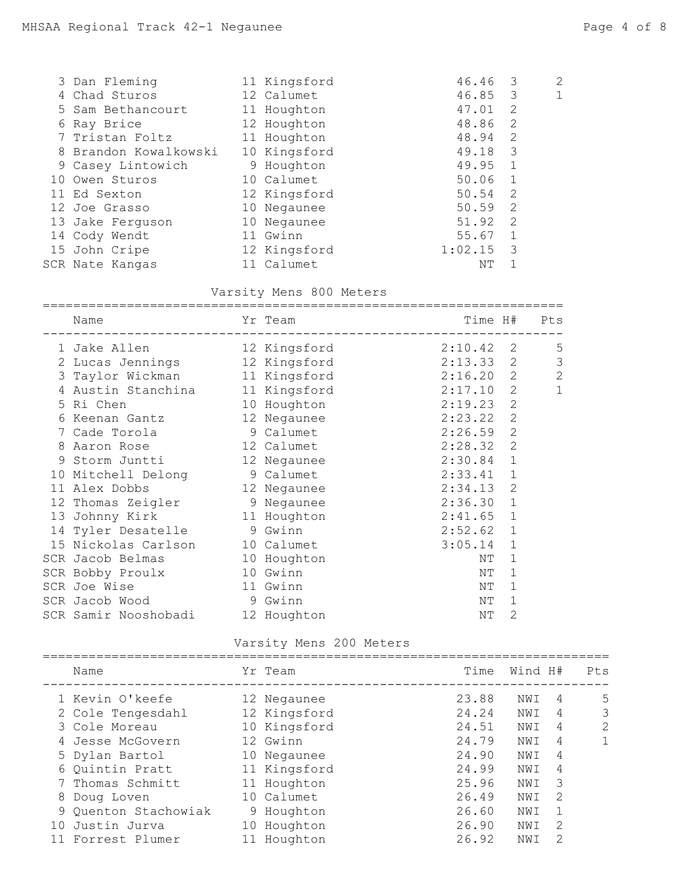| | Name | Yr | Team | Time | H# | Pts |
|---|---|---|---|---|---|---|
| 3 | Dan Fleming | 11 | Kingsford | 46.46 | 3 | 2 |
| 4 | Chad Sturos | 12 | Calumet | 46.85 | 3 | 1 |
| 5 | Sam Bethancourt | 11 | Houghton | 47.01 | 2 | |
| 6 | Ray Brice | 12 | Houghton | 48.86 | 2 | |
| 7 | Tristan Foltz | 11 | Houghton | 48.94 | 2 | |
| 8 | Brandon Kowalkowski | 10 | Kingsford | 49.18 | 3 | |
| 9 | Casey Lintowich | 9 | Houghton | 49.95 | 1 | |
| 10 | Owen Sturos | 10 | Calumet | 50.06 | 1 | |
| 11 | Ed Sexton | 12 | Kingsford | 50.54 | 2 | |
| 12 | Joe Grasso | 10 | Negaunee | 50.59 | 2 | |
| 13 | Jake Ferguson | 10 | Negaunee | 51.92 | 2 | |
| 14 | Cody Wendt | 11 | Gwinn | 55.67 | 1 | |
| 15 | John Cripe | 12 | Kingsford | 1:02.15 | 3 | |
| SCR | Nate Kangas | 11 | Calumet | NT | 1 | |

## Varsity Mens 800 Meters

| | Name | Yr | Team | Time | H# | Pts |
|---|---|---|---|---|---|---|
| 1 | Jake Allen | 12 | Kingsford | 2:10.42 | 2 | 5 |
| 2 | Lucas Jennings | 12 | Kingsford | 2:13.33 | 2 | 3 |
| 3 | Taylor Wickman | 11 | Kingsford | 2:16.20 | 2 | 2 |
| 4 | Austin Stanchina | 11 | Kingsford | 2:17.10 | 2 | 1 |
| 5 | Ri Chen | 10 | Houghton | 2:19.23 | 2 | |
| 6 | Keenan Gantz | 12 | Negaunee | 2:23.22 | 2 | |
| 7 | Cade Torola | 9 | Calumet | 2:26.59 | 2 | |
| 8 | Aaron Rose | 12 | Calumet | 2:28.32 | 2 | |
| 9 | Storm Juntti | 12 | Negaunee | 2:30.84 | 1 | |
| 10 | Mitchell Delong | 9 | Calumet | 2:33.41 | 1 | |
| 11 | Alex Dobbs | 12 | Negaunee | 2:34.13 | 2 | |
| 12 | Thomas Zeigler | 9 | Negaunee | 2:36.30 | 1 | |
| 13 | Johnny Kirk | 11 | Houghton | 2:41.65 | 1 | |
| 14 | Tyler Desatelle | 9 | Gwinn | 2:52.62 | 1 | |
| 15 | Nickolas Carlson | 10 | Calumet | 3:05.14 | 1 | |
| SCR | Jacob Belmas | 10 | Houghton | NT | 1 | |
| SCR | Bobby Proulx | 10 | Gwinn | NT | 1 | |
| SCR | Joe Wise | 11 | Gwinn | NT | 1 | |
| SCR | Jacob Wood | 9 | Gwinn | NT | 1 | |
| SCR | Samir Nooshobadi | 12 | Houghton | NT | 2 | |

## Varsity Mens 200 Meters

| | Name | Yr | Team | Time | Wind | H# | Pts |
|---|---|---|---|---|---|---|---|
| 1 | Kevin O'keefe | 12 | Negaunee | 23.88 | NWI | 4 | 5 |
| 2 | Cole Tengesdahl | 12 | Kingsford | 24.24 | NWI | 4 | 3 |
| 3 | Cole Moreau | 10 | Kingsford | 24.51 | NWI | 4 | 2 |
| 4 | Jesse McGovern | 12 | Gwinn | 24.79 | NWI | 4 | 1 |
| 5 | Dylan Bartol | 10 | Negaunee | 24.90 | NWI | 4 | |
| 6 | Quintin Pratt | 11 | Kingsford | 24.99 | NWI | 4 | |
| 7 | Thomas Schmitt | 11 | Houghton | 25.96 | NWI | 3 | |
| 8 | Doug Loven | 10 | Calumet | 26.49 | NWI | 2 | |
| 9 | Quenton Stachowiak | 9 | Houghton | 26.60 | NWI | 1 | |
| 10 | Justin Jurva | 10 | Houghton | 26.90 | NWI | 2 | |
| 11 | Forrest Plumer | 11 | Houghton | 26.92 | NWI | 2 | |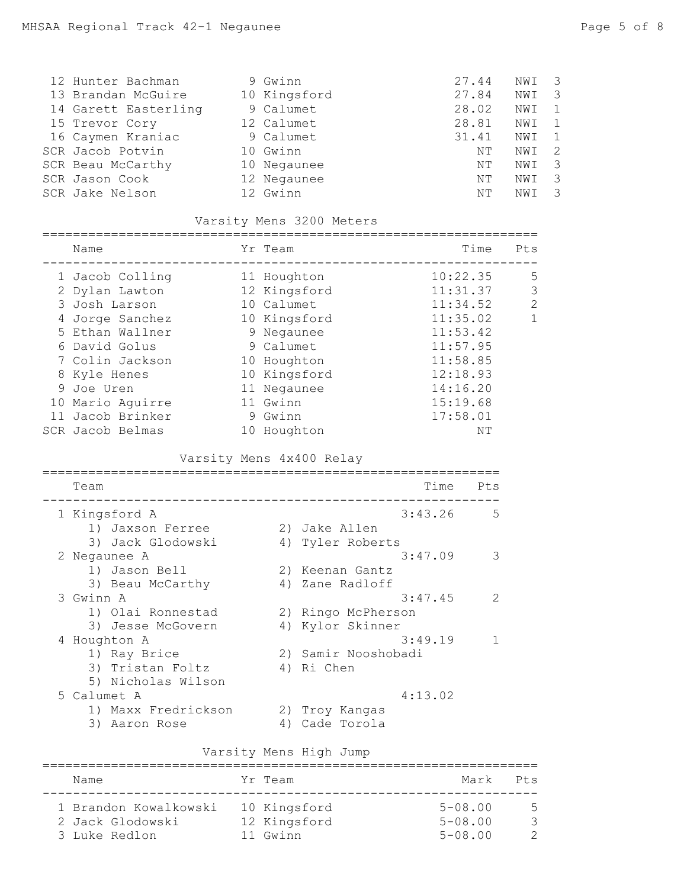| Place | Name | Yr | Team | Time | Wind | Heat |
|---|---|---|---|---|---|---|
| 12 | Hunter Bachman | 9 | Gwinn | 27.44 | NWI | 3 |
| 13 | Brandan McGuire | 10 | Kingsford | 27.84 | NWI | 3 |
| 14 | Garett Easterling | 9 | Calumet | 28.02 | NWI | 1 |
| 15 | Trevor Cory | 12 | Calumet | 28.81 | NWI | 1 |
| 16 | Caymen Kraniac | 9 | Calumet | 31.41 | NWI | 1 |
| SCR | Jacob Potvin | 10 | Gwinn | NT | NWI | 2 |
| SCR | Beau McCarthy | 10 | Negaunee | NT | NWI | 3 |
| SCR | Jason Cook | 12 | Negaunee | NT | NWI | 3 |
| SCR | Jake Nelson | 12 | Gwinn | NT | NWI | 3 |

## Varsity Mens 3200 Meters

| Place | Name | Yr | Team | Time | Pts |
|---|---|---|---|---|---|
| 1 | Jacob Colling | 11 | Houghton | 10:22.35 | 5 |
| 2 | Dylan Lawton | 12 | Kingsford | 11:31.37 | 3 |
| 3 | Josh Larson | 10 | Calumet | 11:34.52 | 2 |
| 4 | Jorge Sanchez | 10 | Kingsford | 11:35.02 | 1 |
| 5 | Ethan Wallner | 9 | Negaunee | 11:53.42 | |
| 6 | David Golus | 9 | Calumet | 11:57.95 | |
| 7 | Colin Jackson | 10 | Houghton | 11:58.85 | |
| 8 | Kyle Henes | 10 | Kingsford | 12:18.93 | |
| 9 | Joe Uren | 11 | Negaunee | 14:16.20 | |
| 10 | Mario Aguirre | 11 | Gwinn | 15:19.68 | |
| 11 | Jacob Brinker | 9 | Gwinn | 17:58.01 | |
| SCR | Jacob Belmas | 10 | Houghton | NT | |

## Varsity Mens 4x400 Relay

| Place | Team | Time | Pts |
|---|---|---|---|
| 1 | Kingsford A | 3:43.26 | 5 |
| | 1) Jaxson Ferree, 2) Jake Allen, 3) Jack Glodowski, 4) Tyler Roberts | | |
| 2 | Negaunee A | 3:47.09 | 3 |
| | 1) Jason Bell, 2) Keenan Gantz, 3) Beau McCarthy, 4) Zane Radloff | | |
| 3 | Gwinn A | 3:47.45 | 2 |
| | 1) Olai Ronnestad, 2) Ringo McPherson, 3) Jesse McGovern, 4) Kylor Skinner | | |
| 4 | Houghton A | 3:49.19 | 1 |
| | 1) Ray Brice, 2) Samir Nooshobadi, 3) Tristan Foltz, 4) Ri Chen, 5) Nicholas Wilson | | |
| 5 | Calumet A | 4:13.02 | |
| | 1) Maxx Fredrickson, 2) Troy Kangas, 3) Aaron Rose, 4) Cade Torola | | |

## Varsity Mens High Jump

| Place | Name | Yr | Team | Mark | Pts |
|---|---|---|---|---|---|
| 1 | Brandon Kowalkowski | 10 | Kingsford | 5-08.00 | 5 |
| 2 | Jack Glodowski | 12 | Kingsford | 5-08.00 | 3 |
| 3 | Luke Redlon | 11 | Gwinn | 5-08.00 | 2 |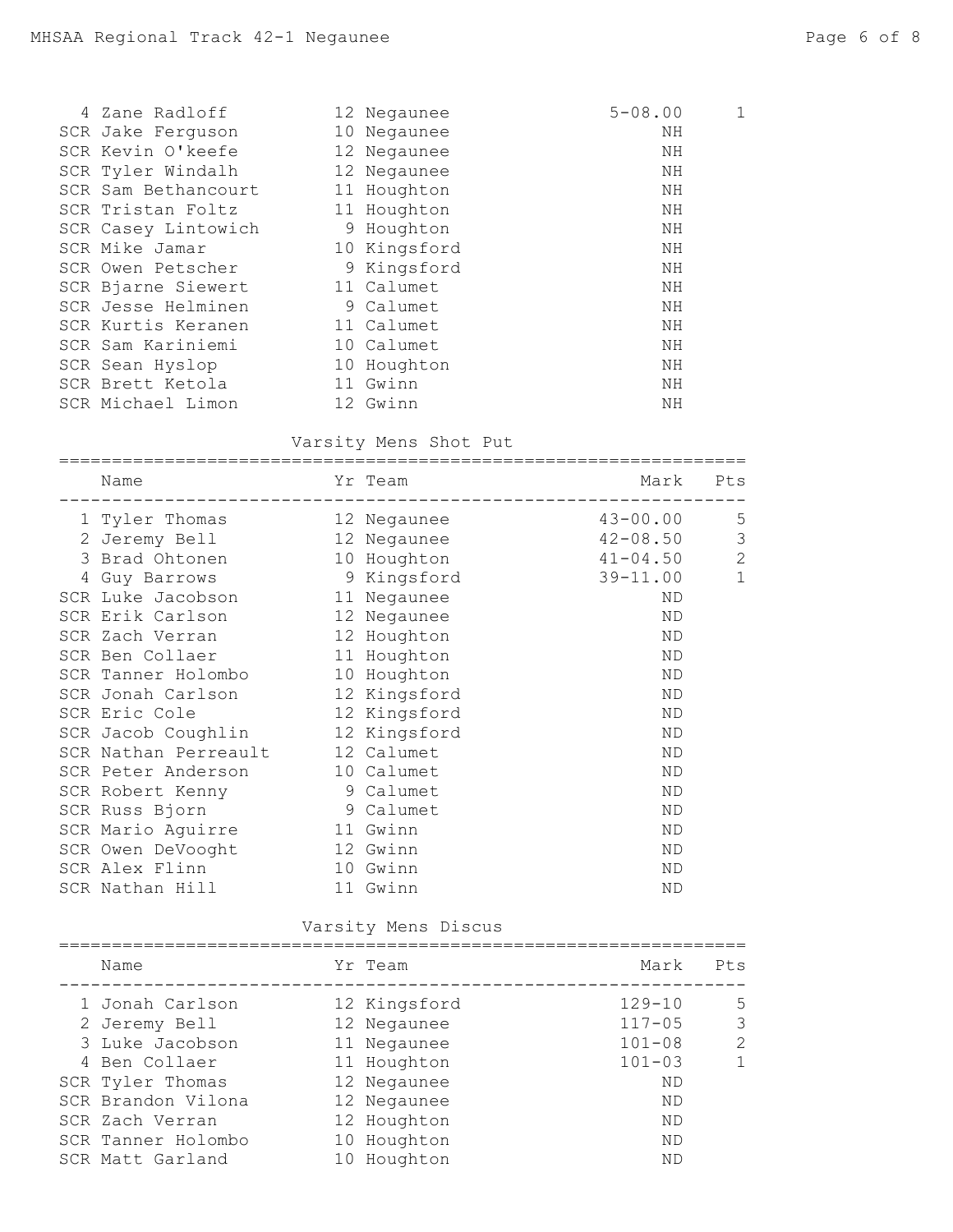| Place | Name | Yr | Team | Mark | Pts |
|---|---|---|---|---|---|
| 4 | Zane Radloff | 12 | Negaunee | 5-08.00 | 1 |
| SCR | Jake Ferguson | 10 | Negaunee | NH | |
| SCR | Kevin O'keefe | 12 | Negaunee | NH | |
| SCR | Tyler Windalh | 12 | Negaunee | NH | |
| SCR | Sam Bethancourt | 11 | Houghton | NH | |
| SCR | Tristan Foltz | 11 | Houghton | NH | |
| SCR | Casey Lintowich | 9 | Houghton | NH | |
| SCR | Mike Jamar | 10 | Kingsford | NH | |
| SCR | Owen Petscher | 9 | Kingsford | NH | |
| SCR | Bjarne Siewert | 11 | Calumet | NH | |
| SCR | Jesse Helminen | 9 | Calumet | NH | |
| SCR | Kurtis Keranen | 11 | Calumet | NH | |
| SCR | Sam Kariniemi | 10 | Calumet | NH | |
| SCR | Sean Hyslop | 10 | Houghton | NH | |
| SCR | Brett Ketola | 11 | Gwinn | NH | |
| SCR | Michael Limon | 12 | Gwinn | NH | |

## Varsity Mens Shot Put

| Place | Name | Yr | Team | Mark | Pts |
|---|---|---|---|---|---|
| 1 | Tyler Thomas | 12 | Negaunee | 43-00.00 | 5 |
| 2 | Jeremy Bell | 12 | Negaunee | 42-08.50 | 3 |
| 3 | Brad Ohtonen | 10 | Houghton | 41-04.50 | 2 |
| 4 | Guy Barrows | 9 | Kingsford | 39-11.00 | 1 |
| SCR | Luke Jacobson | 11 | Negaunee | ND | |
| SCR | Erik Carlson | 12 | Negaunee | ND | |
| SCR | Zach Verran | 12 | Houghton | ND | |
| SCR | Ben Collaer | 11 | Houghton | ND | |
| SCR | Tanner Holombo | 10 | Houghton | ND | |
| SCR | Jonah Carlson | 12 | Kingsford | ND | |
| SCR | Eric Cole | 12 | Kingsford | ND | |
| SCR | Jacob Coughlin | 12 | Kingsford | ND | |
| SCR | Nathan Perreault | 12 | Calumet | ND | |
| SCR | Peter Anderson | 10 | Calumet | ND | |
| SCR | Robert Kenny | 9 | Calumet | ND | |
| SCR | Russ Bjorn | 9 | Calumet | ND | |
| SCR | Mario Aguirre | 11 | Gwinn | ND | |
| SCR | Owen DeVooght | 12 | Gwinn | ND | |
| SCR | Alex Flinn | 10 | Gwinn | ND | |
| SCR | Nathan Hill | 11 | Gwinn | ND | |

## Varsity Mens Discus

| Place | Name | Yr | Team | Mark | Pts |
|---|---|---|---|---|---|
| 1 | Jonah Carlson | 12 | Kingsford | 129-10 | 5 |
| 2 | Jeremy Bell | 12 | Negaunee | 117-05 | 3 |
| 3 | Luke Jacobson | 11 | Negaunee | 101-08 | 2 |
| 4 | Ben Collaer | 11 | Houghton | 101-03 | 1 |
| SCR | Tyler Thomas | 12 | Negaunee | ND | |
| SCR | Brandon Vilona | 12 | Negaunee | ND | |
| SCR | Zach Verran | 12 | Houghton | ND | |
| SCR | Tanner Holombo | 10 | Houghton | ND | |
| SCR | Matt Garland | 10 | Houghton | ND | |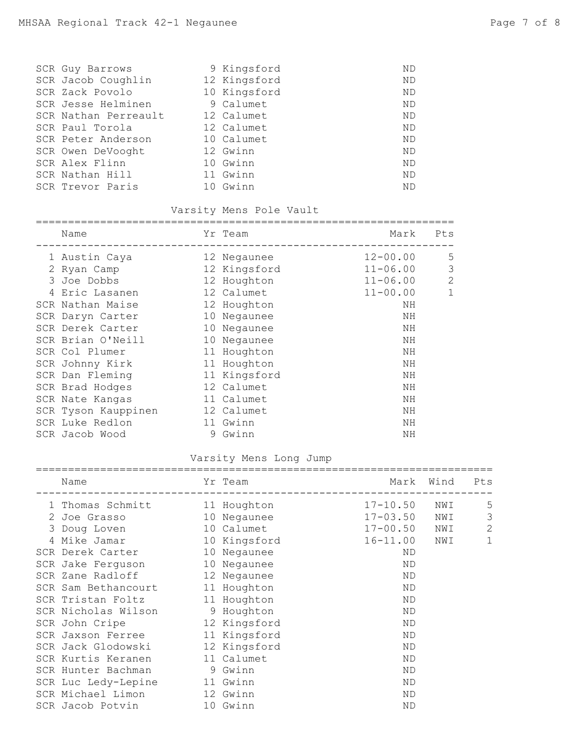| | Name | Yr | Team | Mark |
|---|---|---|---|---|
| SCR | Guy Barrows | 9 | Kingsford | ND |
| SCR | Jacob Coughlin | 12 | Kingsford | ND |
| SCR | Zack Povolo | 10 | Kingsford | ND |
| SCR | Jesse Helminen | 9 | Calumet | ND |
| SCR | Nathan Perreault | 12 | Calumet | ND |
| SCR | Paul Torola | 12 | Calumet | ND |
| SCR | Peter Anderson | 10 | Calumet | ND |
| SCR | Owen DeVooght | 12 | Gwinn | ND |
| SCR | Alex Flinn | 10 | Gwinn | ND |
| SCR | Nathan Hill | 11 | Gwinn | ND |
| SCR | Trevor Paris | 10 | Gwinn | ND |

## Varsity Mens Pole Vault

| | Name | Yr | Team | Mark | Pts |
|---|---|---|---|---|---|
| 1 | Austin Caya | 12 | Negaunee | 12-00.00 | 5 |
| 2 | Ryan Camp | 12 | Kingsford | 11-06.00 | 3 |
| 3 | Joe Dobbs | 12 | Houghton | 11-06.00 | 2 |
| 4 | Eric Lasanen | 12 | Calumet | 11-00.00 | 1 |
| SCR | Nathan Maise | 12 | Houghton | NH | |
| SCR | Daryn Carter | 10 | Negaunee | NH | |
| SCR | Derek Carter | 10 | Negaunee | NH | |
| SCR | Brian O'Neill | 10 | Negaunee | NH | |
| SCR | Col Plumer | 11 | Houghton | NH | |
| SCR | Johnny Kirk | 11 | Houghton | NH | |
| SCR | Dan Fleming | 11 | Kingsford | NH | |
| SCR | Brad Hodges | 12 | Calumet | NH | |
| SCR | Nate Kangas | 11 | Calumet | NH | |
| SCR | Tyson Kauppinen | 12 | Calumet | NH | |
| SCR | Luke Redlon | 11 | Gwinn | NH | |
| SCR | Jacob Wood | 9 | Gwinn | NH | |

## Varsity Mens Long Jump

| | Name | Yr | Team | Mark | Wind | Pts |
|---|---|---|---|---|---|---|
| 1 | Thomas Schmitt | 11 | Houghton | 17-10.50 | NWI | 5 |
| 2 | Joe Grasso | 10 | Negaunee | 17-03.50 | NWI | 3 |
| 3 | Doug Loven | 10 | Calumet | 17-00.50 | NWI | 2 |
| 4 | Mike Jamar | 10 | Kingsford | 16-11.00 | NWI | 1 |
| SCR | Derek Carter | 10 | Negaunee | ND | | |
| SCR | Jake Ferguson | 10 | Negaunee | ND | | |
| SCR | Zane Radloff | 12 | Negaunee | ND | | |
| SCR | Sam Bethancourt | 11 | Houghton | ND | | |
| SCR | Tristan Foltz | 11 | Houghton | ND | | |
| SCR | Nicholas Wilson | 9 | Houghton | ND | | |
| SCR | John Cripe | 12 | Kingsford | ND | | |
| SCR | Jaxson Ferree | 11 | Kingsford | ND | | |
| SCR | Jack Glodowski | 12 | Kingsford | ND | | |
| SCR | Kurtis Keranen | 11 | Calumet | ND | | |
| SCR | Hunter Bachman | 9 | Gwinn | ND | | |
| SCR | Luc Ledy-Lepine | 11 | Gwinn | ND | | |
| SCR | Michael Limon | 12 | Gwinn | ND | | |
| SCR | Jacob Potvin | 10 | Gwinn | ND | | |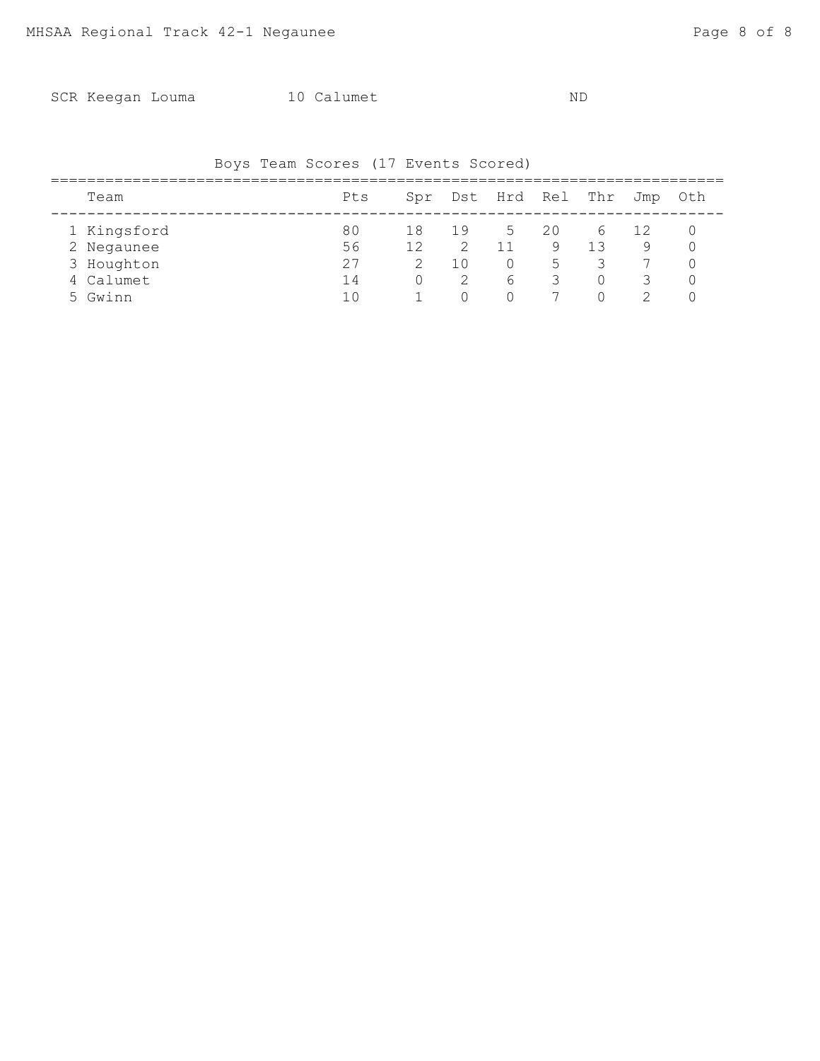SCR Keegan Louma 10 Calumet ND

## Boys Team Scores (17 Events Scored)

| | Team | Pts | Spr | Dst | Hrd | Rel | Thr | Jmp | Oth |
|---|---|---|---|---|---|---|---|---|---|
| 1 | Kingsford | 80 | 18 | 19 | 5 | 20 | 6 | 12 | 0 |
| 2 | Negaunee | 56 | 12 | 2 | 11 | 9 | 13 | 9 | 0 |
| 3 | Houghton | 27 | 2 | 10 | 0 | 5 | 3 | 7 | 0 |
| 4 | Calumet | 14 | 0 | 2 | 6 | 3 | 0 | 3 | 0 |
| 5 | Gwinn | 10 | 1 | 0 | 0 | 7 | 0 | 2 | 0 |